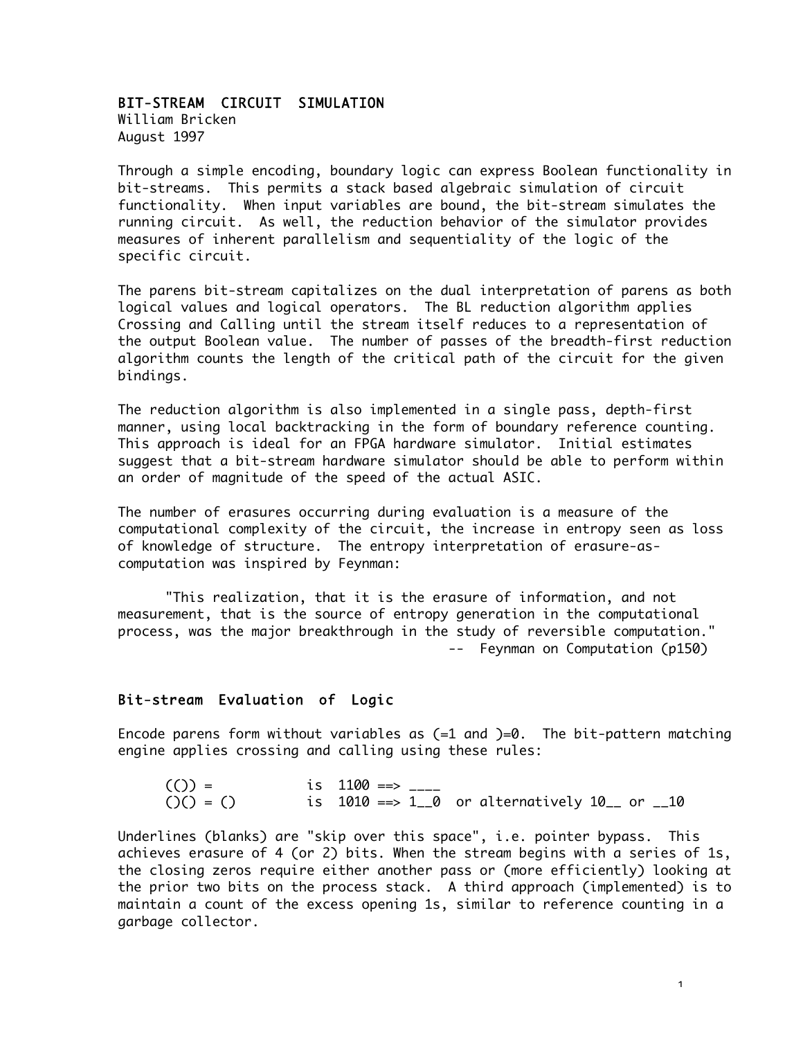# BIT-STREAM CIRCUIT SIMULATION

William Bricken
August 1997

Through a simple encoding, boundary logic can express Boolean functionality in bit-streams. This permits a stack based algebraic simulation of circuit functionality. When input variables are bound, the bit-stream simulates the running circuit. As well, the reduction behavior of the simulator provides measures of inherent parallelism and sequentiality of the logic of the specific circuit.

The parens bit-stream capitalizes on the dual interpretation of parens as both logical values and logical operators. The BL reduction algorithm applies Crossing and Calling until the stream itself reduces to a representation of the output Boolean value. The number of passes of the breadth-first reduction algorithm counts the length of the critical path of the circuit for the given bindings.

The reduction algorithm is also implemented in a single pass, depth-first manner, using local backtracking in the form of boundary reference counting. This approach is ideal for an FPGA hardware simulator. Initial estimates suggest that a bit-stream hardware simulator should be able to perform within an order of magnitude of the speed of the actual ASIC.

The number of erasures occurring during evaluation is a measure of the computational complexity of the circuit, the increase in entropy seen as loss of knowledge of structure. The entropy interpretation of erasure-as-computation was inspired by Feynman:

> "This realization, that it is the erasure of information, and not measurement, that is the source of entropy generation in the computational process, was the major breakthrough in the study of reversible computation."
> -- Feynman on Computation (p150)

## Bit-stream Evaluation of Logic

Encode parens form without variables as (=1 and )=0. The bit-pattern matching engine applies crossing and calling using these rules:

```
(()) =          is  1100 ==> ____
()() = ()       is  1010 ==> 1__0  or alternatively 10__ or __10
```

Underlines (blanks) are "skip over this space", i.e. pointer bypass. This achieves erasure of 4 (or 2) bits. When the stream begins with a series of 1s, the closing zeros require either another pass or (more efficiently) looking at the prior two bits on the process stack. A third approach (implemented) is to maintain a count of the excess opening 1s, similar to reference counting in a garbage collector.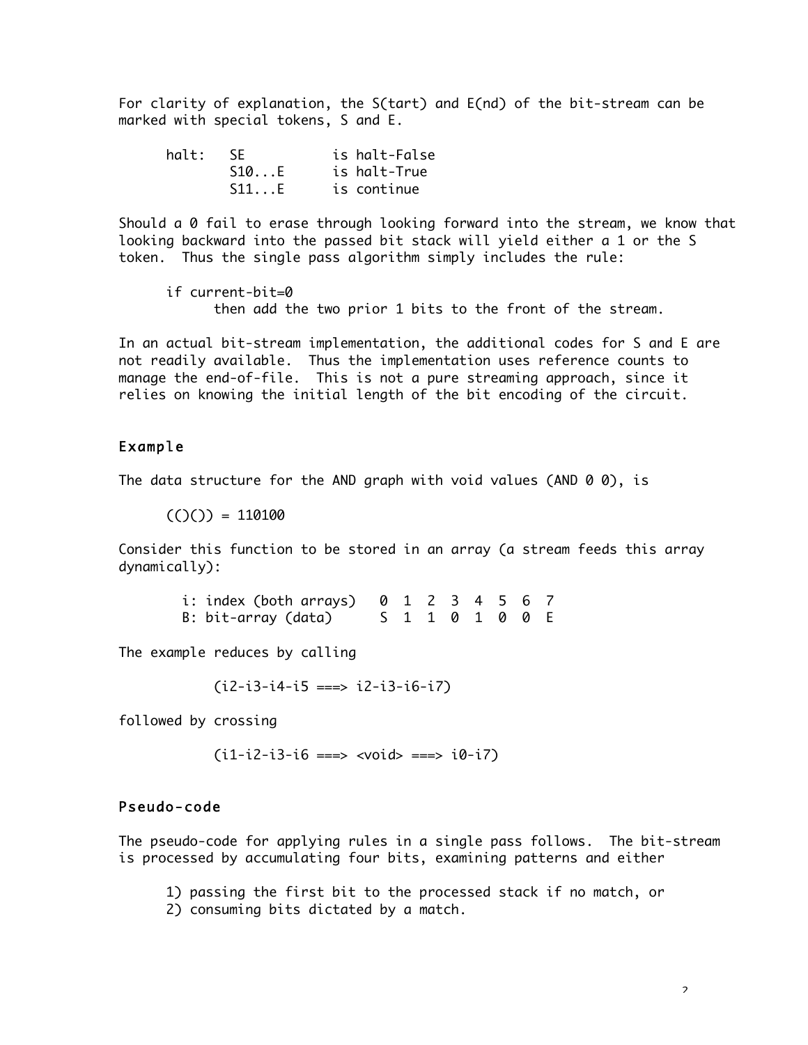For clarity of explanation, the S(tart) and E(nd) of the bit-stream can be marked with special tokens, S and E.

```
halt:   SE          is halt-False
        S10...E     is halt-True
        S11...E     is continue
```

Should a 0 fail to erase through looking forward into the stream, we know that looking backward into the passed bit stack will yield either a 1 or the S token. Thus the single pass algorithm simply includes the rule:

```
if current-bit=0
     then add the two prior 1 bits to the front of the stream.
```

In an actual bit-stream implementation, the additional codes for S and E are not readily available. Thus the implementation uses reference counts to manage the end-of-file. This is not a pure streaming approach, since it relies on knowing the initial length of the bit encoding of the circuit.

## Example

The data structure for the AND graph with void values (AND 0 0), is

```
(()()) = 110100
```

Consider this function to be stored in an array (a stream feeds this array dynamically):

```
i: index (both arrays)   0  1  2  3  4  5  6  7
B: bit-array (data)      S  1  1  0  1  0  0  E
```

The example reduces by calling

```
(i2-i3-i4-i5 ===> i2-i3-i6-i7)
```

followed by crossing

```
(i1-i2-i3-i6 ===> <void> ===> i0-i7)
```

## Pseudo-code

The pseudo-code for applying rules in a single pass follows. The bit-stream is processed by accumulating four bits, examining patterns and either

1) passing the first bit to the processed stack if no match, or
2) consuming bits dictated by a match.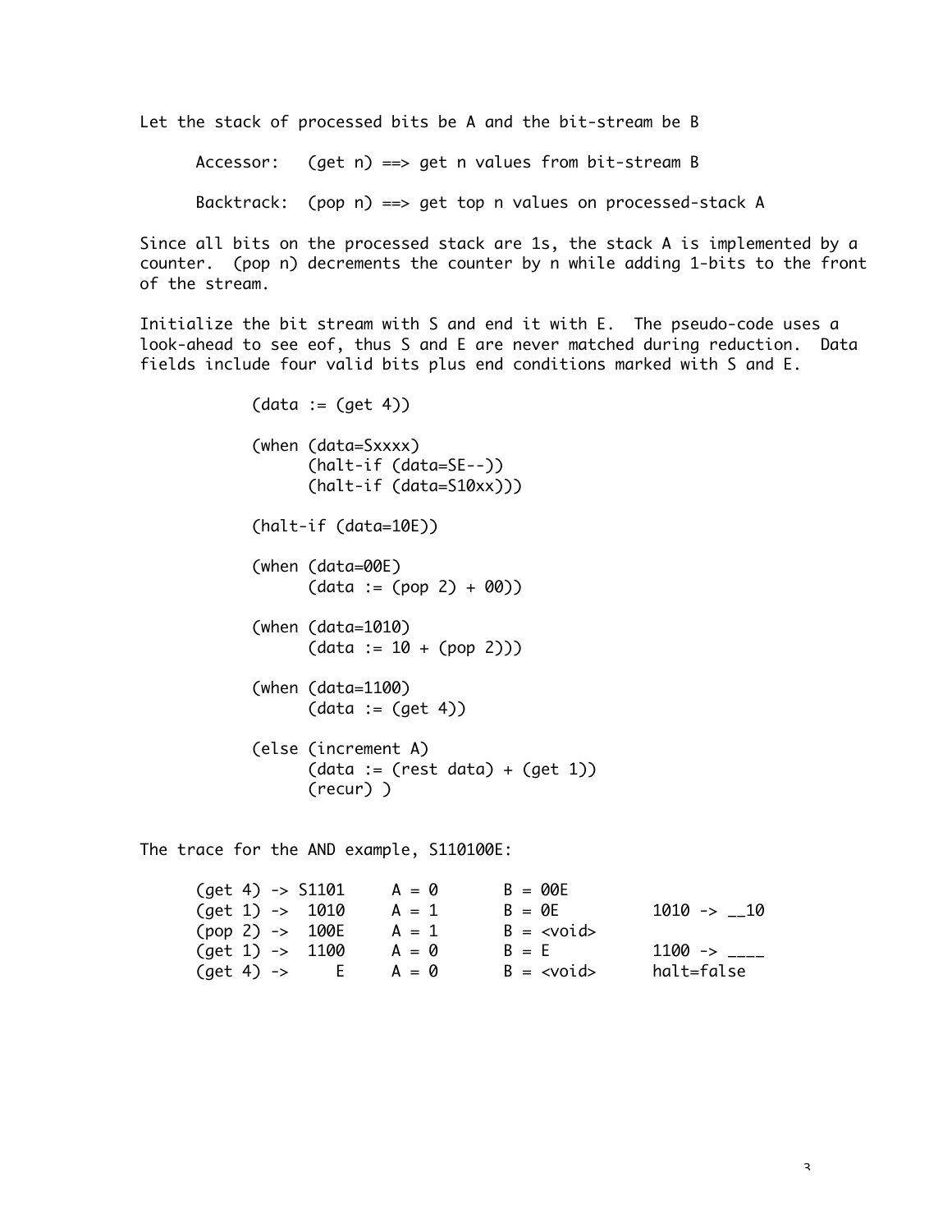Let the stack of processed bits be A and the bit-stream be B

```
Accessor:   (get n) ==> get n values from bit-stream B

Backtrack:  (pop n) ==> get top n values on processed-stack A
```

Since all bits on the processed stack are 1s, the stack A is implemented by a counter. (pop n) decrements the counter by n while adding 1-bits to the front of the stream.

Initialize the bit stream with S and end it with E. The pseudo-code uses a look-ahead to see eof, thus S and E are never matched during reduction. Data fields include four valid bits plus end conditions marked with S and E.

```
(data := (get 4))

(when (data=Sxxxx)
      (halt-if (data=SE--))
      (halt-if (data=S10xx)))

(halt-if (data=10E))

(when (data=00E)
      (data := (pop 2) + 00))

(when (data=1010)
      (data := 10 + (pop 2)))

(when (data=1100)
      (data := (get 4))

(else (increment A)
      (data := (rest data) + (get 1))
      (recur) )
```

The trace for the AND example, S110100E:

```
(get 4) -> S1101     A = 0      B = 00E
(get 1) ->  1010     A = 1      B = 0E         1010 -> __10
(pop 2) ->  100E     A = 1      B = <void>
(get 1) ->  1100     A = 0      B = E          1100 -> ____
(get 4) ->     E     A = 0      B = <void>     halt=false
```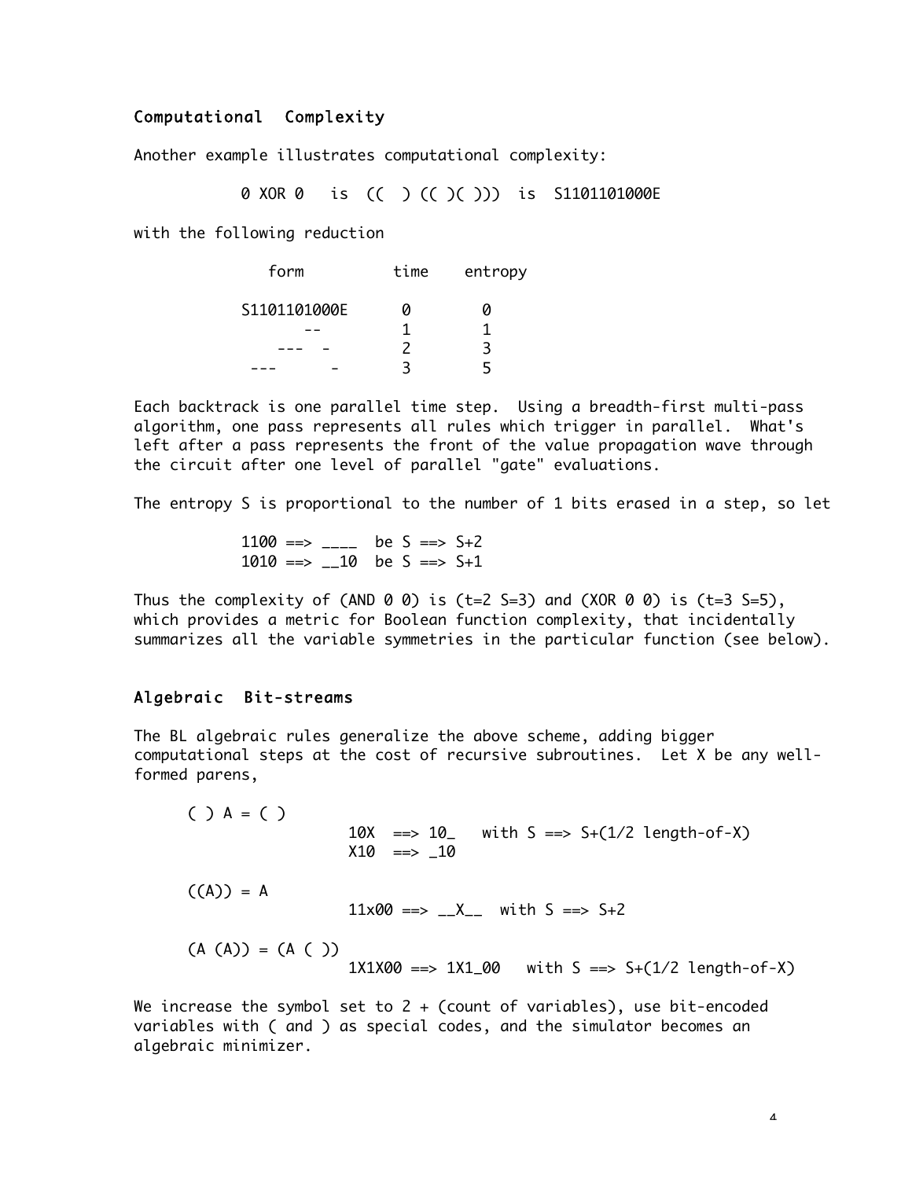## Computational Complexity

Another example illustrates computational complexity:

```
0 XOR 0   is  ((  ) (( )( )))  is  S1101101000E
```

with the following reduction

```
      form          time    entropy

   S1101101000E      0         0
        --           1         1
      ---  -         2         3
    ---      -       3         5
```

Each backtrack is one parallel time step. Using a breadth-first multi-pass algorithm, one pass represents all rules which trigger in parallel. What's left after a pass represents the front of the value propagation wave through the circuit after one level of parallel "gate" evaluations.

The entropy S is proportional to the number of 1 bits erased in a step, so let

```
1100 ==> ____  be S ==> S+2
1010 ==> __10  be S ==> S+1
```

Thus the complexity of (AND 0 0) is (t=2 S=3) and (XOR 0 0) is (t=3 S=5), which provides a metric for Boolean function complexity, that incidentally summarizes all the variable symmetries in the particular function (see below).

## Algebraic Bit-streams

The BL algebraic rules generalize the above scheme, adding bigger computational steps at the cost of recursive subroutines. Let X be any well-formed parens,

```
( ) A = ( )
              10X  ==> 10_   with S ==> S+(1/2 length-of-X)
              X10  ==> _10

((A)) = A
              11x00 ==> __X__  with S ==> S+2

(A (A)) = (A ( ))
              1X1X00 ==> 1X1_00   with S ==> S+(1/2 length-of-X)
```

We increase the symbol set to 2 + (count of variables), use bit-encoded variables with ( and ) as special codes, and the simulator becomes an algebraic minimizer.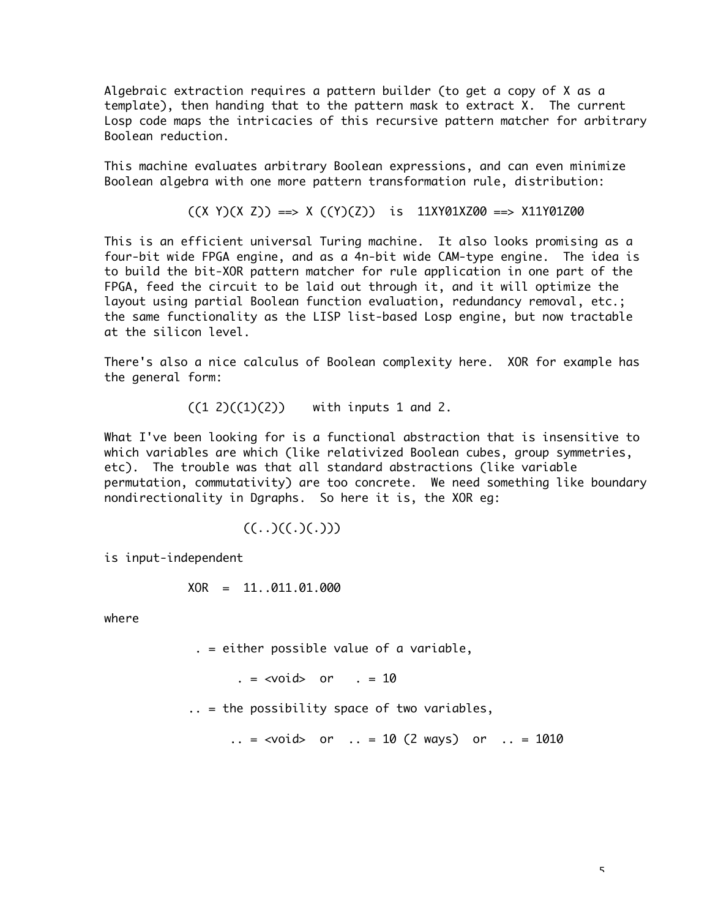Algebraic extraction requires a pattern builder (to get a copy of X as a template), then handing that to the pattern mask to extract X. The current Losp code maps the intricacies of this recursive pattern matcher for arbitrary Boolean reduction.

This machine evaluates arbitrary Boolean expressions, and can even minimize Boolean algebra with one more pattern transformation rule, distribution:

```
((X Y)(X Z)) ==> X ((Y)(Z))  is  11XY01XZ00 ==> X11Y01Z00
```

This is an efficient universal Turing machine. It also looks promising as a four-bit wide FPGA engine, and as a 4n-bit wide CAM-type engine. The idea is to build the bit-XOR pattern matcher for rule application in one part of the FPGA, feed the circuit to be laid out through it, and it will optimize the layout using partial Boolean function evaluation, redundancy removal, etc.; the same functionality as the LISP list-based Losp engine, but now tractable at the silicon level.

There's also a nice calculus of Boolean complexity here. XOR for example has the general form:

```
((1 2)((1)(2))    with inputs 1 and 2.
```

What I've been looking for is a functional abstraction that is insensitive to which variables are which (like relativized Boolean cubes, group symmetries, etc). The trouble was that all standard abstractions (like variable permutation, commutativity) are too concrete. We need something like boundary nondirectionality in Dgraphs. So here it is, the XOR eg:

```
((..)((.)(.)))
```

is input-independent

```
XOR  =  11..011.01.000
```

where

```
. = either possible value of a variable,

      . = <void>  or   . = 10

.. = the possibility space of two variables,

      .. = <void>  or  .. = 10 (2 ways)  or  .. = 1010
```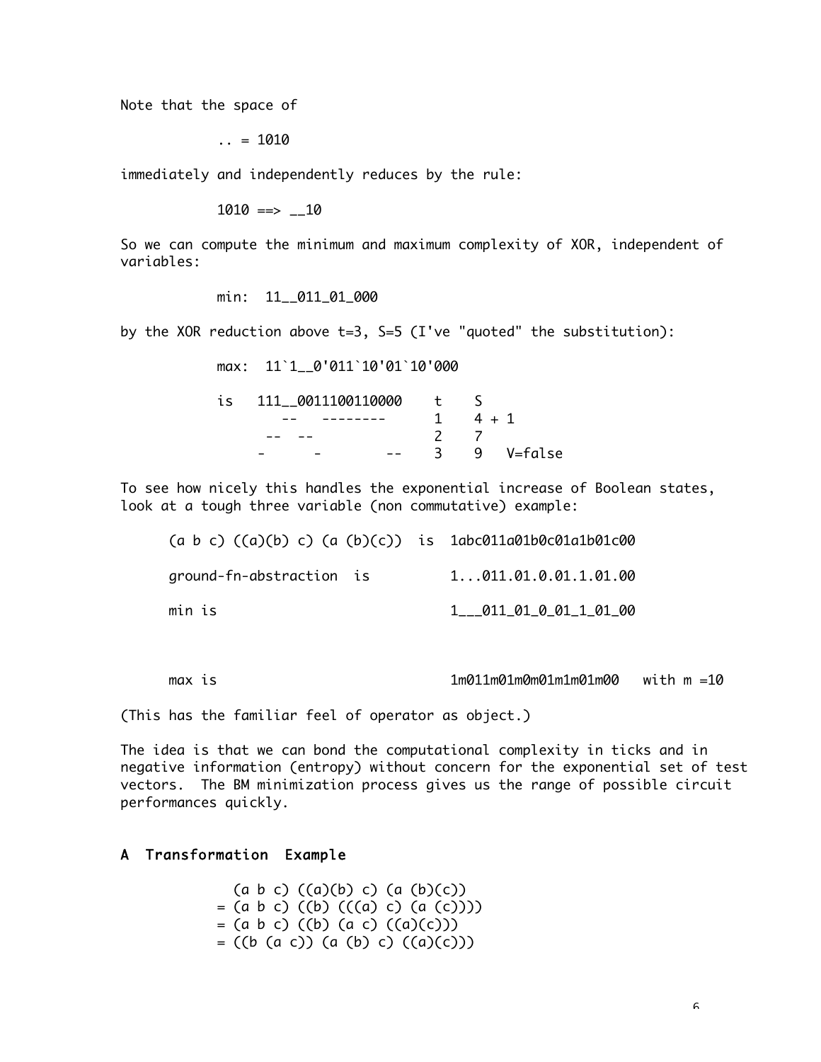Note that the space of

```
.. = 1010
```

immediately and independently reduces by the rule:

```
1010 ==> __10
```

So we can compute the minimum and maximum complexity of XOR, independent of variables:

```
min:  11__011_01_000
```

by the XOR reduction above t=3, S=5 (I've "quoted" the substitution):

```
max:  11`1__0'011`10'01`10'000

is    111__0011100110000    t    S
         --   --------      1    4 + 1
        --  --              2    7
       -      -        --   3    9   V=false
```

To see how nicely this handles the exponential increase of Boolean states, look at a tough three variable (non commutative) example:

```
(a b c) ((a)(b) c) (a (b)(c))  is  1abc011a01b0c01a1b01c00

ground-fn-abstraction  is          1...011.01.0.01.1.01.00

min is                             1___011_01_0_01_1_01_00


max is                             1m011m01m0m01m1m01m00   with m =10
```

(This has the familiar feel of operator as object.)

The idea is that we can bond the computational complexity in ticks and in negative information (entropy) without concern for the exponential set of test vectors. The BM minimization process gives us the range of possible circuit performances quickly.

## A Transformation Example

```
  (a b c) ((a)(b) c) (a (b)(c))
= (a b c) ((b) (((a) c) (a (c))))
= (a b c) ((b) (a c) ((a)(c)))
= ((b (a c)) (a (b) c) ((a)(c)))
```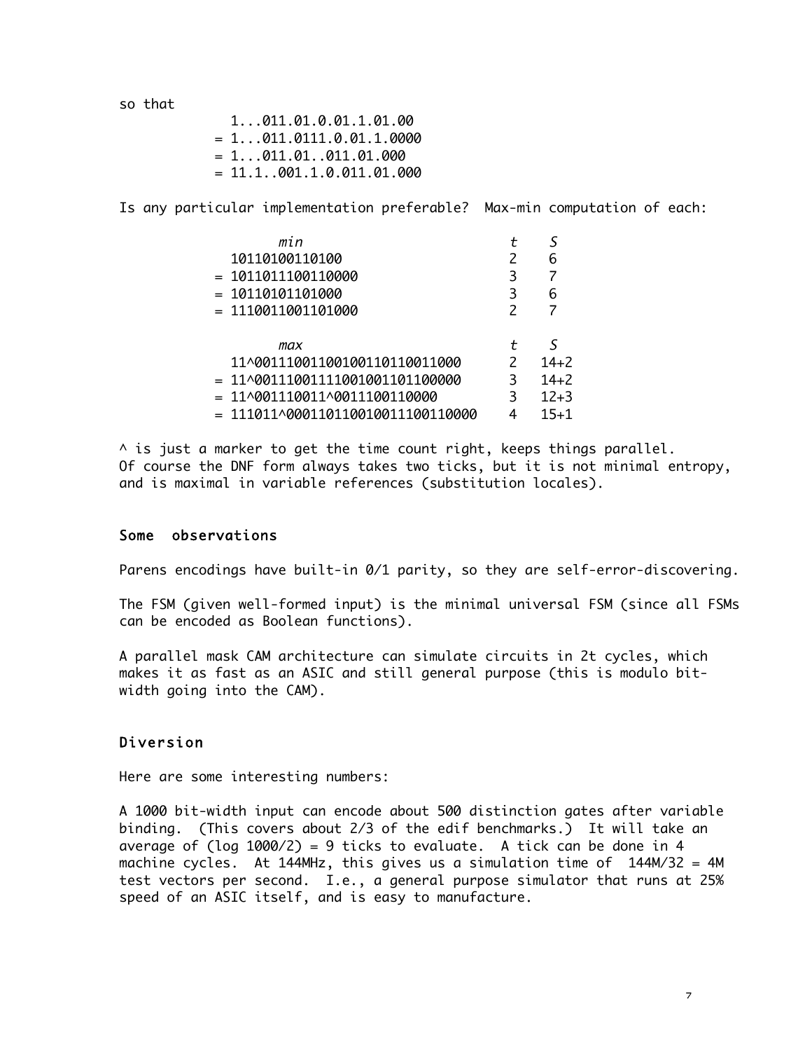so that

```
  1...011.01.0.01.1.01.00
= 1...011.0111.0.01.1.0000
= 1...011.01..011.01.000
= 11.1..001.1.0.011.01.000
```

Is any particular implementation preferable? Max-min computation of each:

| *min* | *t* | *S* |
|---|---|---|
| 10110100110100 | 2 | 6 |
| = 1011011100110000 | 3 | 7 |
| = 10110101101000 | 3 | 6 |
| = 1110011001101000 | 2 | 7 |

| *max* | *t* | *S* |
|---|---|---|
| 11^001110011001001101100011000 | 2 | 14+2 |
| = 11^0011100111100100110110000 | 3 | 14+2 |
| = 11^001110011^0011100110000 | 3 | 12+3 |
| = 111011^0001101100100111001100000 | 4 | 15+1 |

^ is just a marker to get the time count right, keeps things parallel. Of course the DNF form always takes two ticks, but it is not minimal entropy, and is maximal in variable references (substitution locales).

## Some observations

Parens encodings have built-in 0/1 parity, so they are self-error-discovering.

The FSM (given well-formed input) is the minimal universal FSM (since all FSMs can be encoded as Boolean functions).

A parallel mask CAM architecture can simulate circuits in 2t cycles, which makes it as fast as an ASIC and still general purpose (this is modulo bit-width going into the CAM).

## Diversion

Here are some interesting numbers:

A 1000 bit-width input can encode about 500 distinction gates after variable binding. (This covers about 2/3 of the edif benchmarks.) It will take an average of (log 1000/2) = 9 ticks to evaluate. A tick can be done in 4 machine cycles. At 144MHz, this gives us a simulation time of 144M/32 = 4M test vectors per second. I.e., a general purpose simulator that runs at 25% speed of an ASIC itself, and is easy to manufacture.